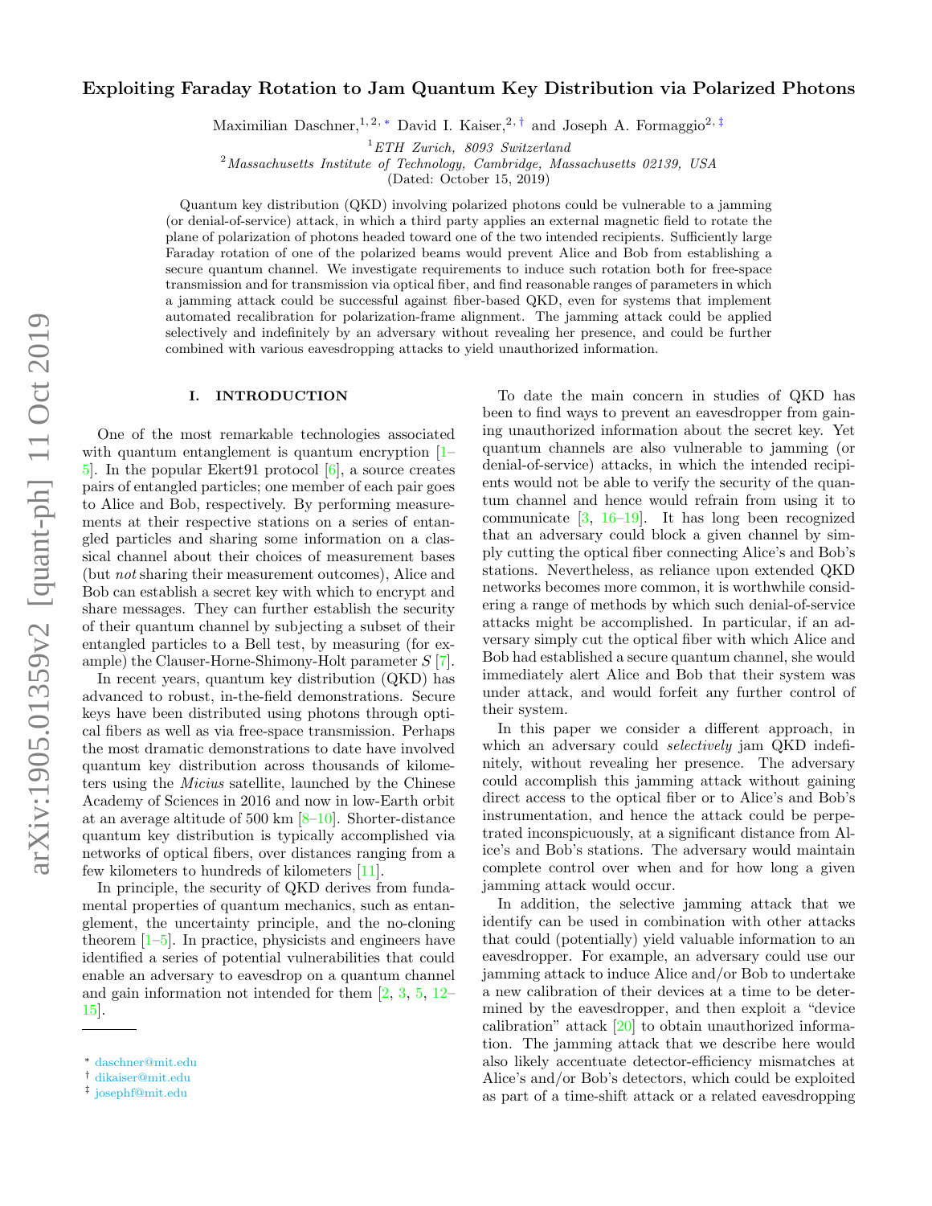# Exploiting Faraday Rotation to Jam Quantum Key Distribution via Polarized Photons

Maximilian Daschner,[1,2,*] David I. Kaiser,[2,†] and Joseph A. Formaggio[2,‡]

[1] *ETH Zurich, 8093 Switzerland*
[2] *Massachusetts Institute of Technology, Cambridge, Massachusetts 02139, USA*

(Dated: October 15, 2019)

Quantum key distribution (QKD) involving polarized photons could be vulnerable to a jamming (or denial-of-service) attack, in which a third party applies an external magnetic field to rotate the plane of polarization of photons headed toward one of the two intended recipients. Sufficiently large Faraday rotation of one of the polarized beams would prevent Alice and Bob from establishing a secure quantum channel. We investigate requirements to induce such rotation both for free-space transmission and for transmission via optical fiber, and find reasonable ranges of parameters in which a jamming attack could be successful against fiber-based QKD, even for systems that implement automated recalibration for polarization-frame alignment. The jamming attack could be applied selectively and indefinitely by an adversary without revealing her presence, and could be further combined with various eavesdropping attacks to yield unauthorized information.

## I. INTRODUCTION

One of the most remarkable technologies associated with quantum entanglement is quantum encryption [1–5]. In the popular Ekert91 protocol [6], a source creates pairs of entangled particles; one member of each pair goes to Alice and Bob, respectively. By performing measurements at their respective stations on a series of entangled particles and sharing some information on a classical channel about their choices of measurement bases (but *not* sharing their measurement outcomes), Alice and Bob can establish a secret key with which to encrypt and share messages. They can further establish the security of their quantum channel by subjecting a subset of their entangled particles to a Bell test, by measuring (for example) the Clauser-Horne-Shimony-Holt parameter $S$ [7].

In recent years, quantum key distribution (QKD) has advanced to robust, in-the-field demonstrations. Secure keys have been distributed using photons through optical fibers as well as via free-space transmission. Perhaps the most dramatic demonstrations to date have involved quantum key distribution across thousands of kilometers using the *Micius* satellite, launched by the Chinese Academy of Sciences in 2016 and now in low-Earth orbit at an average altitude of 500 km [8–10]. Shorter-distance quantum key distribution is typically accomplished via networks of optical fibers, over distances ranging from a few kilometers to hundreds of kilometers [11].

In principle, the security of QKD derives from fundamental properties of quantum mechanics, such as entanglement, the uncertainty principle, and the no-cloning theorem [1–5]. In practice, physicists and engineers have identified a series of potential vulnerabilities that could enable an adversary to eavesdrop on a quantum channel and gain information not intended for them [2, 3, 5, 12–15].

To date the main concern in studies of QKD has been to find ways to prevent an eavesdropper from gaining unauthorized information about the secret key. Yet quantum channels are also vulnerable to jamming (or denial-of-service) attacks, in which the intended recipients would not be able to verify the security of the quantum channel and hence would refrain from using it to communicate [3, 16–19]. It has long been recognized that an adversary could block a given channel by simply cutting the optical fiber connecting Alice's and Bob's stations. Nevertheless, as reliance upon extended QKD networks becomes more common, it is worthwhile considering a range of methods by which such denial-of-service attacks might be accomplished. In particular, if an adversary simply cut the optical fiber with which Alice and Bob had established a secure quantum channel, she would immediately alert Alice and Bob that their system was under attack, and would forfeit any further control of their system.

In this paper we consider a different approach, in which an adversary could *selectively* jam QKD indefinitely, without revealing her presence. The adversary could accomplish this jamming attack without gaining direct access to the optical fiber or to Alice's and Bob's instrumentation, and hence the attack could be perpetrated inconspicuously, at a significant distance from Alice's and Bob's stations. The adversary would maintain complete control over when and for how long a given jamming attack would occur.

In addition, the selective jamming attack that we identify can be used in combination with other attacks that could (potentially) yield valuable information to an eavesdropper. For example, an adversary could use our jamming attack to induce Alice and/or Bob to undertake a new calibration of their devices at a time to be determined by the eavesdropper, and then exploit a "device calibration" attack [20] to obtain unauthorized information. The jamming attack that we describe here would also likely accentuate detector-efficiency mismatches at Alice's and/or Bob's detectors, which could be exploited as part of a time-shift attack or a related eavesdropping

* daschner@mit.edu
† dikaiser@mit.edu
‡ josephf@mit.edu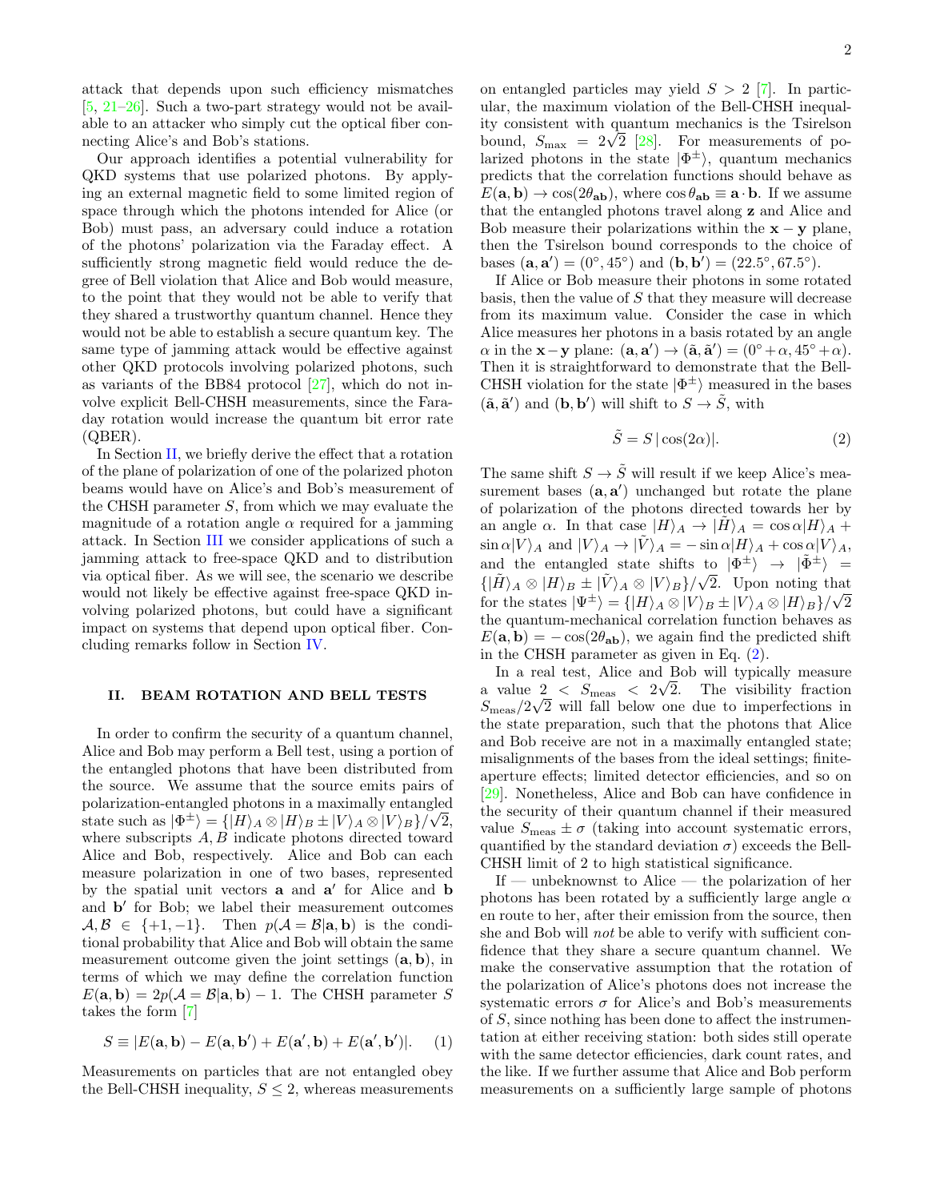attack that depends upon such efficiency mismatches [5, 21–26]. Such a two-part strategy would not be available to an attacker who simply cut the optical fiber connecting Alice's and Bob's stations.

Our approach identifies a potential vulnerability for QKD systems that use polarized photons. By applying an external magnetic field to some limited region of space through which the photons intended for Alice (or Bob) must pass, an adversary could induce a rotation of the photons' polarization via the Faraday effect. A sufficiently strong magnetic field would reduce the degree of Bell violation that Alice and Bob would measure, to the point that they would not be able to verify that they shared a trustworthy quantum channel. Hence they would not be able to establish a secure quantum key. The same type of jamming attack would be effective against other QKD protocols involving polarized photons, such as variants of the BB84 protocol [27], which do not involve explicit Bell-CHSH measurements, since the Faraday rotation would increase the quantum bit error rate (QBER).

In Section II, we briefly derive the effect that a rotation of the plane of polarization of one of the polarized photon beams would have on Alice's and Bob's measurement of the CHSH parameter $S$, from which we may evaluate the magnitude of a rotation angle $\alpha$ required for a jamming attack. In Section III we consider applications of such a jamming attack to free-space QKD and to distribution via optical fiber. As we will see, the scenario we describe would not likely be effective against free-space QKD involving polarized photons, but could have a significant impact on systems that depend upon optical fiber. Concluding remarks follow in Section IV.

## II. BEAM ROTATION AND BELL TESTS

In order to confirm the security of a quantum channel, Alice and Bob may perform a Bell test, using a portion of the entangled photons that have been distributed from the source. We assume that the source emits pairs of polarization-entangled photons in a maximally entangled state such as $|\Phi^\pm\rangle = \{|H\rangle_A \otimes |H\rangle_B \pm |V\rangle_A \otimes |V\rangle_B\}/\sqrt{2}$, where subscripts $A, B$ indicate photons directed toward Alice and Bob, respectively. Alice and Bob can each measure polarization in one of two bases, represented by the spatial unit vectors $\mathbf{a}$ and $\mathbf{a}'$ for Alice and $\mathbf{b}$ and $\mathbf{b}'$ for Bob; we label their measurement outcomes $\mathcal{A}, \mathcal{B} \in \{+1, -1\}$. Then $p(\mathcal{A} = \mathcal{B}|\mathbf{a}, \mathbf{b})$ is the conditional probability that Alice and Bob will obtain the same measurement outcome given the joint settings $(\mathbf{a}, \mathbf{b})$, in terms of which we may define the correlation function $E(\mathbf{a}, \mathbf{b}) = 2p(\mathcal{A} = \mathcal{B}|\mathbf{a}, \mathbf{b}) - 1$. The CHSH parameter $S$ takes the form [7]

$$S \equiv |E(\mathbf{a}, \mathbf{b}) - E(\mathbf{a}, \mathbf{b}') + E(\mathbf{a}', \mathbf{b}) + E(\mathbf{a}', \mathbf{b}')|. \quad (1)$$

Measurements on particles that are not entangled obey the Bell-CHSH inequality, $S \leq 2$, whereas measurements on entangled particles may yield $S > 2$ [7]. In particular, the maximum violation of the Bell-CHSH inequality consistent with quantum mechanics is the Tsirelson bound, $S_{\rm max} = 2\sqrt{2}$ [28]. For measurements of polarized photons in the state $|\Phi^\pm\rangle$, quantum mechanics predicts that the correlation functions should behave as $E(\mathbf{a}, \mathbf{b}) \to \cos(2\theta_{\mathbf{ab}})$, where $\cos\theta_{\mathbf{ab}} \equiv \mathbf{a} \cdot \mathbf{b}$. If we assume that the entangled photons travel along $\mathbf{z}$ and Alice and Bob measure their polarizations within the $\mathbf{x} - \mathbf{y}$ plane, then the Tsirelson bound corresponds to the choice of bases $(\mathbf{a}, \mathbf{a}') = (0^\circ, 45^\circ)$ and $(\mathbf{b}, \mathbf{b}') = (22.5^\circ, 67.5^\circ)$.

If Alice or Bob measure their photons in some rotated basis, then the value of $S$ that they measure will decrease from its maximum value. Consider the case in which Alice measures her photons in a basis rotated by an angle $\alpha$ in the $\mathbf{x} - \mathbf{y}$ plane: $(\mathbf{a}, \mathbf{a}') \to (\tilde{\mathbf{a}}, \tilde{\mathbf{a}}') = (0^\circ + \alpha, 45^\circ + \alpha)$. Then it is straightforward to demonstrate that the Bell-CHSH violation for the state $|\Phi^\pm\rangle$ measured in the bases $(\tilde{\mathbf{a}}, \tilde{\mathbf{a}}')$ and $(\mathbf{b}, \mathbf{b}')$ will shift to $S \to \tilde{S}$, with

$$\tilde{S} = S\,|\cos(2\alpha)|. \quad (2)$$

The same shift $S \to \tilde{S}$ will result if we keep Alice's measurement bases $(\mathbf{a}, \mathbf{a}')$ unchanged but rotate the plane of polarization of the photons directed towards her by an angle $\alpha$. In that case $|H\rangle_A \to |\tilde{H}\rangle_A = \cos\alpha|H\rangle_A + \sin\alpha|V\rangle_A$ and $|V\rangle_A \to |\tilde{V}\rangle_A = -\sin\alpha|H\rangle_A + \cos\alpha|V\rangle_A$, and the entangled state shifts to $|\Phi^\pm\rangle \to |\tilde{\Phi}^\pm\rangle = \{|\tilde{H}\rangle_A \otimes |H\rangle_B \pm |\tilde{V}\rangle_A \otimes |V\rangle_B\}/\sqrt{2}$. Upon noting that for the states $|\Psi^\pm\rangle = \{|H\rangle_A \otimes |V\rangle_B \pm |V\rangle_A \otimes |H\rangle_B\}/\sqrt{2}$ the quantum-mechanical correlation function behaves as $E(\mathbf{a}, \mathbf{b}) = -\cos(2\theta_{\mathbf{ab}})$, we again find the predicted shift in the CHSH parameter as given in Eq. (2).

In a real test, Alice and Bob will typically measure a value $2 < S_{\rm meas} < 2\sqrt{2}$. The visibility fraction $S_{\rm meas}/2\sqrt{2}$ will fall below one due to imperfections in the state preparation, such that the photons that Alice and Bob receive are not in a maximally entangled state; misalignments of the bases from the ideal settings; finite-aperture effects; limited detector efficiencies, and so on [29]. Nonetheless, Alice and Bob can have confidence in the security of their quantum channel if their measured value $S_{\rm meas} \pm \sigma$ (taking into account systematic errors, quantified by the standard deviation $\sigma$) exceeds the Bell-CHSH limit of 2 to high statistical significance.

If — unbeknownst to Alice — the polarization of her photons has been rotated by a sufficiently large angle $\alpha$ en route to her, after their emission from the source, then she and Bob will *not* be able to verify with sufficient confidence that they share a secure quantum channel. We make the conservative assumption that the rotation of the polarization of Alice's photons does not increase the systematic errors $\sigma$ for Alice's and Bob's measurements of $S$, since nothing has been done to affect the instrumentation at either receiving station: both sides still operate with the same detector efficiencies, dark count rates, and the like. If we further assume that Alice and Bob perform measurements on a sufficiently large sample of photons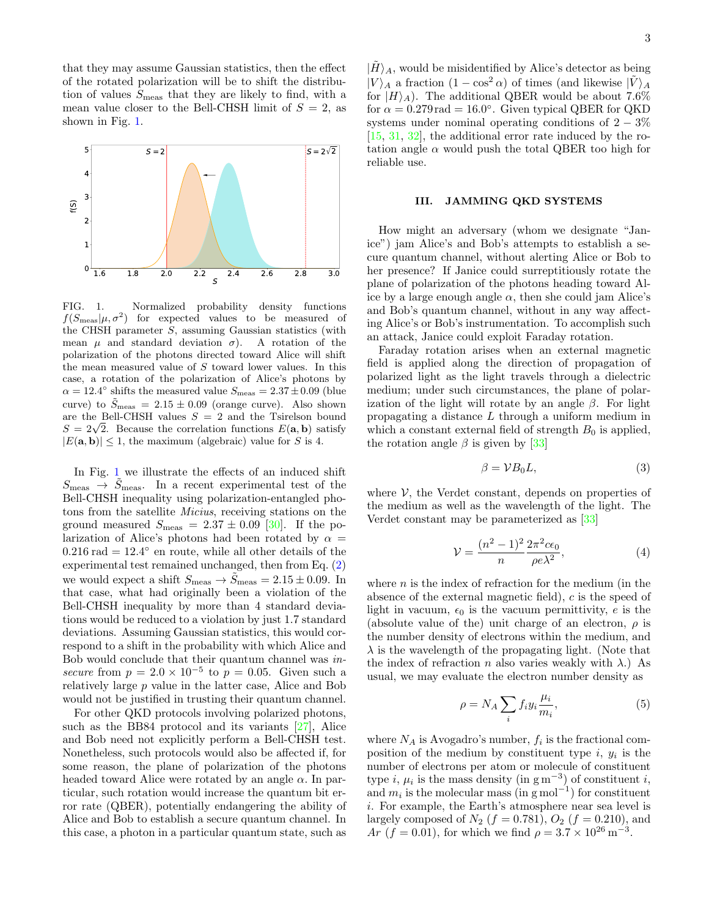that they may assume Gaussian statistics, then the effect of the rotated polarization will be to shift the distribution of values $S_{\rm meas}$ that they are likely to find, with a mean value closer to the Bell-CHSH limit of $S = 2$, as shown in Fig. 1.

FIG. 1. Normalized probability density functions $f(S_{\rm meas}|\mu, \sigma^2)$ for expected values to be measured of the CHSH parameter $S$, assuming Gaussian statistics (with mean $\mu$ and standard deviation $\sigma$). A rotation of the polarization of the photons directed toward Alice will shift the mean measured value of $S$ toward lower values. In this case, a rotation of the polarization of Alice's photons by $\alpha = 12.4^\circ$ shifts the measured value $S_{\rm meas} = 2.37 \pm 0.09$ (blue curve) to $\tilde{S}_{\rm meas} = 2.15 \pm 0.09$ (orange curve). Also shown are the Bell-CHSH values $S = 2$ and the Tsirelson bound $S = 2\sqrt{2}$. Because the correlation functions $E(\mathbf{a}, \mathbf{b})$ satisfy $|E(\mathbf{a}, \mathbf{b})| \leq 1$, the maximum (algebraic) value for $S$ is 4.

In Fig. 1 we illustrate the effects of an induced shift $S_{\rm meas} \rightarrow \tilde{S}_{\rm meas}$. In a recent experimental test of the Bell-CHSH inequality using polarization-entangled photons from the satellite *Micius*, receiving stations on the ground measured $S_{\rm meas} = 2.37 \pm 0.09$ [30]. If the polarization of Alice's photons had been rotated by $\alpha = 0.216\,{\rm rad} = 12.4^\circ$ en route, while all other details of the experimental test remained unchanged, then from Eq. (2) we would expect a shift $S_{\rm meas} \rightarrow \tilde{S}_{\rm meas} = 2.15 \pm 0.09$. In that case, what had originally been a violation of the Bell-CHSH inequality by more than 4 standard deviations would be reduced to a violation by just 1.7 standard deviations. Assuming Gaussian statistics, this would correspond to a shift in the probability with which Alice and Bob would conclude that their quantum channel was *insecure* from $p = 2.0 \times 10^{-5}$ to $p = 0.05$. Given such a relatively large $p$ value in the latter case, Alice and Bob would not be justified in trusting their quantum channel.

For other QKD protocols involving polarized photons, such as the BB84 protocol and its variants [27], Alice and Bob need not explicitly perform a Bell-CHSH test. Nonetheless, such protocols would also be affected if, for some reason, the plane of polarization of the photons headed toward Alice were rotated by an angle $\alpha$. In particular, such rotation would increase the quantum bit error rate (QBER), potentially endangering the ability of Alice and Bob to establish a secure quantum channel. In this case, a photon in a particular quantum state, such as $|\tilde{H}\rangle_A$, would be misidentified by Alice's detector as being $|V\rangle_A$ a fraction $(1 - \cos^2 \alpha)$ of times (and likewise $|\tilde{V}\rangle_A$ for $|H\rangle_A$). The additional QBER would be about 7.6% for $\alpha = 0.279\,{\rm rad} = 16.0^\circ$. Given typical QBER for QKD systems under nominal operating conditions of $2 - 3\%$ [15, 31, 32], the additional error rate induced by the rotation angle $\alpha$ would push the total QBER too high for reliable use.

## III. JAMMING QKD SYSTEMS

How might an adversary (whom we designate "Janice") jam Alice's and Bob's attempts to establish a secure quantum channel, without alerting Alice or Bob to her presence? If Janice could surreptitiously rotate the plane of polarization of the photons heading toward Alice by a large enough angle $\alpha$, then she could jam Alice's and Bob's quantum channel, without in any way affecting Alice's or Bob's instrumentation. To accomplish such an attack, Janice could exploit Faraday rotation.

Faraday rotation arises when an external magnetic field is applied along the direction of propagation of polarized light as the light travels through a dielectric medium; under such circumstances, the plane of polarization of the light will rotate by an angle $\beta$. For light propagating a distance $L$ through a uniform medium in which a constant external field of strength $B_0$ is applied, the rotation angle $\beta$ is given by [33]

$$\beta = \mathcal{V} B_0 L, \tag{3}$$

where $\mathcal{V}$, the Verdet constant, depends on properties of the medium as well as the wavelength of the light. The Verdet constant may be parameterized as [33]

$$\mathcal{V} = \frac{(n^2 - 1)^2}{n} \frac{2\pi^2 c \epsilon_0}{\rho e \lambda^2}, \tag{4}$$

where $n$ is the index of refraction for the medium (in the absence of the external magnetic field), $c$ is the speed of light in vacuum, $\epsilon_0$ is the vacuum permittivity, $e$ is the (absolute value of the) unit charge of an electron, $\rho$ is the number density of electrons within the medium, and $\lambda$ is the wavelength of the propagating light. (Note that the index of refraction $n$ also varies weakly with $\lambda$.) As usual, we may evaluate the electron number density as

$$\rho = N_A \sum_i f_i y_i \frac{\mu_i}{m_i}, \tag{5}$$

where $N_A$ is Avogadro's number, $f_i$ is the fractional composition of the medium by constituent type $i$, $y_i$ is the number of electrons per atom or molecule of constituent type $i$, $\mu_i$ is the mass density (in ${\rm g\,m^{-3}}$) of constituent $i$, and $m_i$ is the molecular mass (in ${\rm g\,mol^{-1}}$) for constituent $i$. For example, the Earth's atmosphere near sea level is largely composed of $N_2$ ($f = 0.781$), $O_2$ ($f = 0.210$), and $Ar$ ($f = 0.01$), for which we find $\rho = 3.7 \times 10^{26}\,{\rm m^{-3}}$.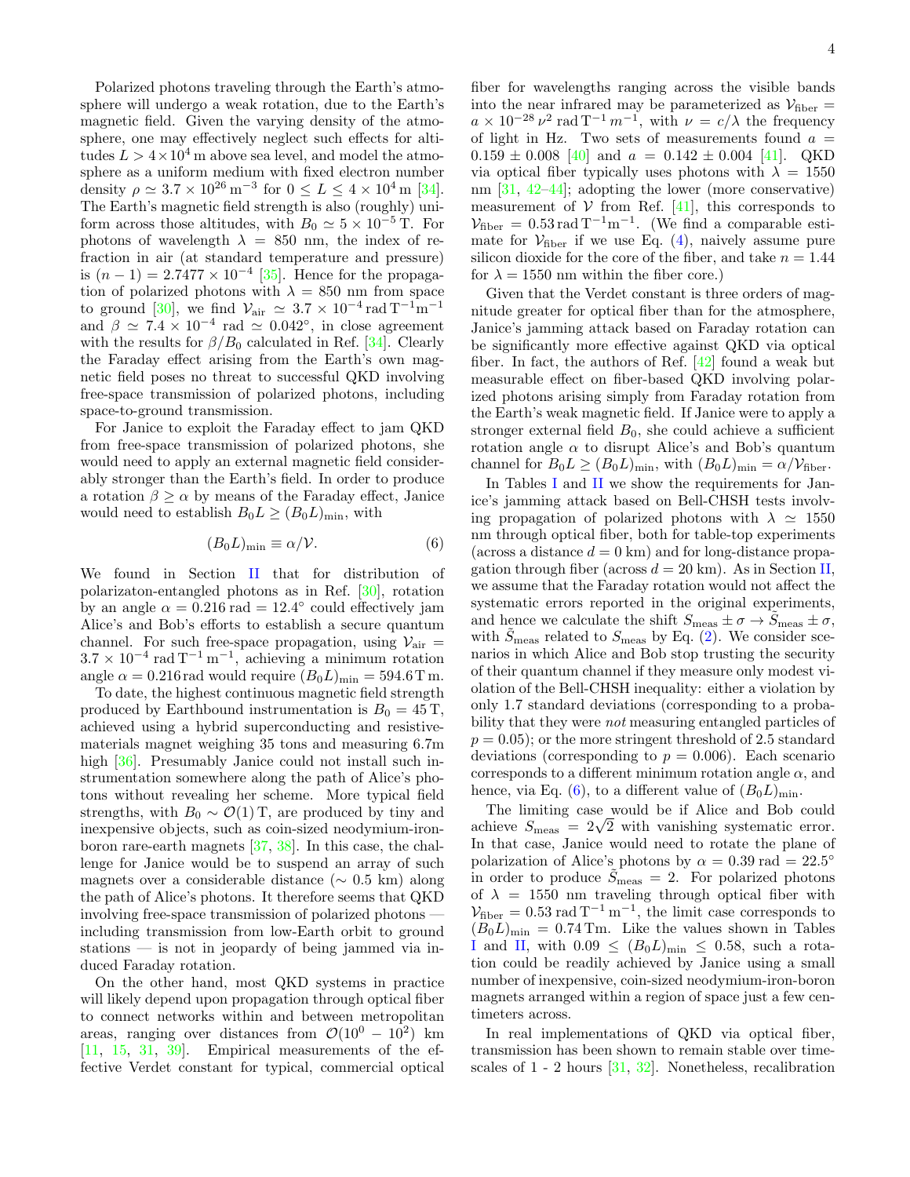Polarized photons traveling through the Earth's atmosphere will undergo a weak rotation, due to the Earth's magnetic field. Given the varying density of the atmosphere, one may effectively neglect such effects for altitudes $L > 4 \times 10^4$ m above sea level, and model the atmosphere as a uniform medium with fixed electron number density $\rho \simeq 3.7 \times 10^{26}\,\mathrm{m}^{-3}$ for $0 \leq L \leq 4 \times 10^4$ m [34]. The Earth's magnetic field strength is also (roughly) uniform across those altitudes, with $B_0 \simeq 5 \times 10^{-5}$ T. For photons of wavelength $\lambda = 850$ nm, the index of refraction in air (at standard temperature and pressure) is $(n-1) = 2.7477 \times 10^{-4}$ [35]. Hence for the propagation of polarized photons with $\lambda = 850$ nm from space to ground [30], we find $\mathcal{V}_{\rm air} \simeq 3.7 \times 10^{-4}\,\mathrm{rad\,T^{-1}m^{-1}}$ and $\beta \simeq 7.4 \times 10^{-4}$ rad $\simeq 0.042°$, in close agreement with the results for $\beta/B_0$ calculated in Ref. [34]. Clearly the Faraday effect arising from the Earth's own magnetic field poses no threat to successful QKD involving free-space transmission of polarized photons, including space-to-ground transmission.

For Janice to exploit the Faraday effect to jam QKD from free-space transmission of polarized photons, she would need to apply an external magnetic field considerably stronger than the Earth's field. In order to produce a rotation $\beta \geq \alpha$ by means of the Faraday effect, Janice would need to establish $B_0 L \geq (B_0 L)_{\rm min}$, with

$$(B_0 L)_{\rm min} \equiv \alpha / \mathcal{V}. \tag{6}$$

We found in Section II that for distribution of polarizaton-entangled photons as in Ref. [30], rotation by an angle $\alpha = 0.216$ rad $= 12.4°$ could effectively jam Alice's and Bob's efforts to establish a secure quantum channel. For such free-space propagation, using $\mathcal{V}_{\rm air} = 3.7 \times 10^{-4}\,\mathrm{rad\,T^{-1}\,m^{-1}}$, achieving a minimum rotation angle $\alpha = 0.216$ rad would require $(B_0 L)_{\rm min} = 594.6$ T m.

To date, the highest continuous magnetic field strength produced by Earthbound instrumentation is $B_0 = 45$ T, achieved using a hybrid superconducting and resistive-materials magnet weighing 35 tons and measuring 6.7m high [36]. Presumably Janice could not install such instrumentation somewhere along the path of Alice's photons without revealing her scheme. More typical field strengths, with $B_0 \sim \mathcal{O}(1)$ T, are produced by tiny and inexpensive objects, such as coin-sized neodymium-iron-boron rare-earth magnets [37, 38]. In this case, the challenge for Janice would be to suspend an array of such magnets over a considerable distance ($\sim 0.5$ km) along the path of Alice's photons. It therefore seems that QKD involving free-space transmission of polarized photons — including transmission from low-Earth orbit to ground stations — is not in jeopardy of being jammed via induced Faraday rotation.

On the other hand, most QKD systems in practice will likely depend upon propagation through optical fiber to connect networks within and between metropolitan areas, ranging over distances from $\mathcal{O}(10^0 - 10^2)$ km [11, 15, 31, 39]. Empirical measurements of the effective Verdet constant for typical, commercial optical fiber for wavelengths ranging across the visible bands into the near infrared may be parameterized as $\mathcal{V}_{\rm fiber} = a \times 10^{-28}\,\nu^2\,\mathrm{rad\,T^{-1}}\,m^{-1}$, with $\nu = c/\lambda$ the frequency of light in Hz. Two sets of measurements found $a = 0.159 \pm 0.008$ [40] and $a = 0.142 \pm 0.004$ [41]. QKD via optical fiber typically uses photons with $\lambda = 1550$ nm [31, 42–44]; adopting the lower (more conservative) measurement of $\mathcal{V}$ from Ref. [41], this corresponds to $\mathcal{V}_{\rm fiber} = 0.53\,\mathrm{rad\,T^{-1}m^{-1}}$. (We find a comparable estimate for $\mathcal{V}_{\rm fiber}$ if we use Eq. (4), naively assume pure silicon dioxide for the core of the fiber, and take $n = 1.44$ for $\lambda = 1550$ nm within the fiber core.)

Given that the Verdet constant is three orders of magnitude greater for optical fiber than for the atmosphere, Janice's jamming attack based on Faraday rotation can be significantly more effective against QKD via optical fiber. In fact, the authors of Ref. [42] found a weak but measurable effect on fiber-based QKD involving polarized photons arising simply from Faraday rotation from the Earth's weak magnetic field. If Janice were to apply a stronger external field $B_0$, she could achieve a sufficient rotation angle $\alpha$ to disrupt Alice's and Bob's quantum channel for $B_0 L \geq (B_0 L)_{\rm min}$, with $(B_0 L)_{\rm min} = \alpha / \mathcal{V}_{\rm fiber}$.

In Tables I and II we show the requirements for Janice's jamming attack based on Bell-CHSH tests involving propagation of polarized photons with $\lambda \simeq 1550$ nm through optical fiber, both for table-top experiments (across a distance $d = 0$ km) and for long-distance propagation through fiber (across $d = 20$ km). As in Section II, we assume that the Faraday rotation would not affect the systematic errors reported in the original experiments, and hence we calculate the shift $S_{\rm meas} \pm \sigma \rightarrow \tilde{S}_{\rm meas} \pm \sigma$, with $\tilde{S}_{\rm meas}$ related to $S_{\rm meas}$ by Eq. (2). We consider scenarios in which Alice and Bob stop trusting the security of their quantum channel if they measure only modest violation of the Bell-CHSH inequality: either a violation by only 1.7 standard deviations (corresponding to a probability that they were *not* measuring entangled particles of $p = 0.05$); or the more stringent threshold of 2.5 standard deviations (corresponding to $p = 0.006$). Each scenario corresponds to a different minimum rotation angle $\alpha$, and hence, via Eq. (6), to a different value of $(B_0 L)_{\rm min}$.

The limiting case would be if Alice and Bob could achieve $S_{\rm meas} = 2\sqrt{2}$ with vanishing systematic error. In that case, Janice would need to rotate the plane of polarization of Alice's photons by $\alpha = 0.39$ rad $= 22.5°$ in order to produce $\tilde{S}_{\rm meas} = 2$. For polarized photons of $\lambda = 1550$ nm traveling through optical fiber with $\mathcal{V}_{\rm fiber} = 0.53\,\mathrm{rad\,T^{-1}\,m^{-1}}$, the limit case corresponds to $(B_0 L)_{\rm min} = 0.74$ T m. Like the values shown in Tables I and II, with $0.09 \leq (B_0 L)_{\rm min} \leq 0.58$, such a rotation could be readily achieved by Janice using a small number of inexpensive, coin-sized neodymium-iron-boron magnets arranged within a region of space just a few centimeters across.

In real implementations of QKD via optical fiber, transmission has been shown to remain stable over timescales of 1 - 2 hours [31, 32]. Nonetheless, recalibration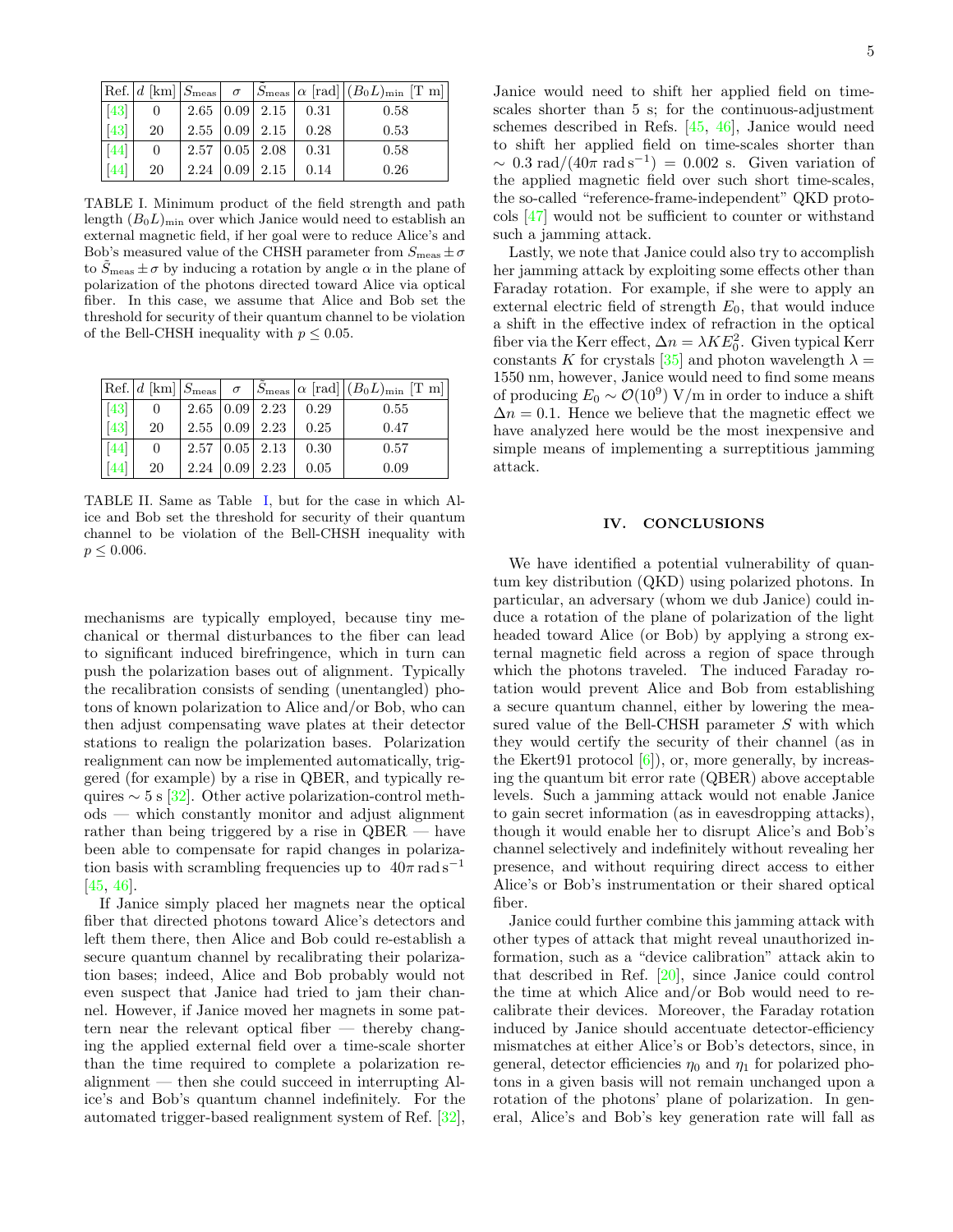| Ref. | $d$ [km] | $S_{\rm meas}$ | $\sigma$ | $\tilde{S}_{\rm meas}$ | $\alpha$ [rad] | $(B_0 L)_{\rm min}$ [T m] |
|---|---|---|---|---|---|---|
| [43] | 0 | 2.65 | 0.09 | 2.15 | 0.31 | 0.58 |
| [43] | 20 | 2.55 | 0.09 | 2.15 | 0.28 | 0.53 |
| [44] | 0 | 2.57 | 0.05 | 2.08 | 0.31 | 0.58 |
| [44] | 20 | 2.24 | 0.09 | 2.15 | 0.14 | 0.26 |

TABLE I. Minimum product of the field strength and path length $(B_0 L)_{\rm min}$ over which Janice would need to establish an external magnetic field, if her goal were to reduce Alice's and Bob's measured value of the CHSH parameter from $S_{\rm meas} \pm \sigma$ to $\tilde{S}_{\rm meas} \pm \sigma$ by inducing a rotation by angle $\alpha$ in the plane of polarization of the photons directed toward Alice via optical fiber. In this case, we assume that Alice and Bob set the threshold for security of their quantum channel to be violation of the Bell-CHSH inequality with $p \leq 0.05$.

| Ref. | $d$ [km] | $S_{\rm meas}$ | $\sigma$ | $\tilde{S}_{\rm meas}$ | $\alpha$ [rad] | $(B_0 L)_{\rm min}$ [T m] |
|---|---|---|---|---|---|---|
| [43] | 0 | 2.65 | 0.09 | 2.23 | 0.29 | 0.55 |
| [43] | 20 | 2.55 | 0.09 | 2.23 | 0.25 | 0.47 |
| [44] | 0 | 2.57 | 0.05 | 2.13 | 0.30 | 0.57 |
| [44] | 20 | 2.24 | 0.09 | 2.23 | 0.05 | 0.09 |

TABLE II. Same as Table I, but for the case in which Alice and Bob set the threshold for security of their quantum channel to be violation of the Bell-CHSH inequality with $p \leq 0.006$.

mechanisms are typically employed, because tiny mechanical or thermal disturbances to the fiber can lead to significant induced birefringence, which in turn can push the polarization bases out of alignment. Typically the recalibration consists of sending (unentangled) photons of known polarization to Alice and/or Bob, who can then adjust compensating wave plates at their detector stations to realign the polarization bases. Polarization realignment can now be implemented automatically, triggered (for example) by a rise in QBER, and typically requires $\sim 5$ s [32]. Other active polarization-control methods — which constantly monitor and adjust alignment rather than being triggered by a rise in QBER — have been able to compensate for rapid changes in polarization basis with scrambling frequencies up to $40\pi \, {\rm rad\, s}^{-1}$ [45, 46].

If Janice simply placed her magnets near the optical fiber that directed photons toward Alice's detectors and left them there, then Alice and Bob could re-establish a secure quantum channel by recalibrating their polarization bases; indeed, Alice and Bob probably would not even suspect that Janice had tried to jam their channel. However, if Janice moved her magnets in some pattern near the relevant optical fiber — thereby changing the applied external field over a time-scale shorter than the time required to complete a polarization realignment — then she could succeed in interrupting Alice's and Bob's quantum channel indefinitely. For the automated trigger-based realignment system of Ref. [32], Janice would need to shift her applied field on time-scales shorter than 5 s; for the continuous-adjustment schemes described in Refs. [45, 46], Janice would need to shift her applied field on time-scales shorter than $\sim 0.3 \, {\rm rad}/(40\pi \, {\rm rad\, s}^{-1}) = 0.002$ s. Given variation of the applied magnetic field over such short time-scales, the so-called "reference-frame-independent" QKD protocols [47] would not be sufficient to counter or withstand such a jamming attack.

Lastly, we note that Janice could also try to accomplish her jamming attack by exploiting some effects other than Faraday rotation. For example, if she were to apply an external electric field of strength $E_0$, that would induce a shift in the effective index of refraction in the optical fiber via the Kerr effect, $\Delta n = \lambda K E_0^2$. Given typical Kerr constants $K$ for crystals [35] and photon wavelength $\lambda = 1550$ nm, however, Janice would need to find some means of producing $E_0 \sim \mathcal{O}(10^9)$ V/m in order to induce a shift $\Delta n = 0.1$. Hence we believe that the magnetic effect we have analyzed here would be the most inexpensive and simple means of implementing a surreptitious jamming attack.

## IV. CONCLUSIONS

We have identified a potential vulnerability of quantum key distribution (QKD) using polarized photons. In particular, an adversary (whom we dub Janice) could induce a rotation of the plane of polarization of the light headed toward Alice (or Bob) by applying a strong external magnetic field across a region of space through which the photons traveled. The induced Faraday rotation would prevent Alice and Bob from establishing a secure quantum channel, either by lowering the measured value of the Bell-CHSH parameter $S$ with which they would certify the security of their channel (as in the Ekert91 protocol [6]), or, more generally, by increasing the quantum bit error rate (QBER) above acceptable levels. Such a jamming attack would not enable Janice to gain secret information (as in eavesdropping attacks), though it would enable her to disrupt Alice's and Bob's channel selectively and indefinitely without revealing her presence, and without requiring direct access to either Alice's or Bob's instrumentation or their shared optical fiber.

Janice could further combine this jamming attack with other types of attack that might reveal unauthorized information, such as a "device calibration" attack akin to that described in Ref. [20], since Janice could control the time at which Alice and/or Bob would need to recalibrate their devices. Moreover, the Faraday rotation induced by Janice should accentuate detector-efficiency mismatches at either Alice's or Bob's detectors, since, in general, detector efficiencies $\eta_0$ and $\eta_1$ for polarized photons in a given basis will not remain unchanged upon a rotation of the photons' plane of polarization. In general, Alice's and Bob's key generation rate will fall as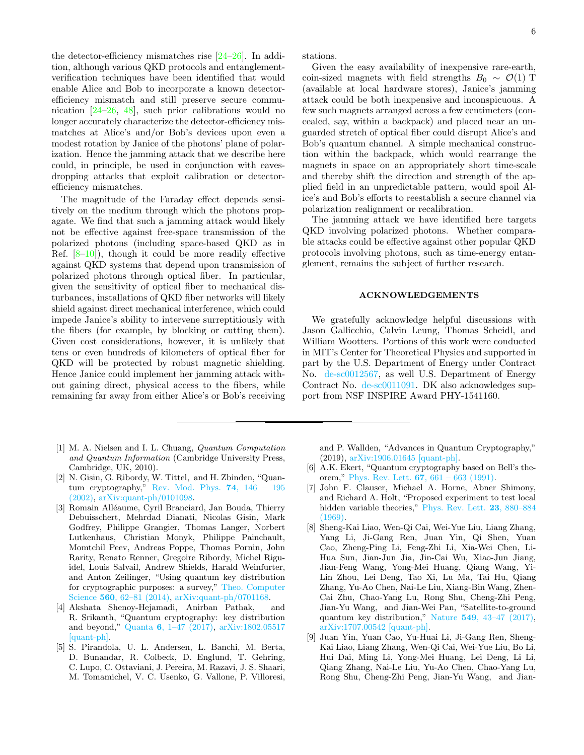the detector-efficiency mismatches rise [24–26]. In addition, although various QKD protocols and entanglement-verification techniques have been identified that would enable Alice and Bob to incorporate a known detector-efficiency mismatch and still preserve secure communication [24–26, 48], such prior calibrations would no longer accurately characterize the detector-efficiency mismatches at Alice's and/or Bob's devices upon even a modest rotation by Janice of the photons' plane of polarization. Hence the jamming attack that we describe here could, in principle, be used in conjunction with eavesdropping attacks that exploit calibration or detector-efficiency mismatches.

The magnitude of the Faraday effect depends sensitively on the medium through which the photons propagate. We find that such a jamming attack would likely not be effective against free-space transmission of the polarized photons (including space-based QKD as in Ref. [8–10]), though it could be more readily effective against QKD systems that depend upon transmission of polarized photons through optical fiber. In particular, given the sensitivity of optical fiber to mechanical disturbances, installations of QKD fiber networks will likely shield against direct mechanical interference, which could impede Janice's ability to intervene surreptitiously with the fibers (for example, by blocking or cutting them). Given cost considerations, however, it is unlikely that tens or even hundreds of kilometers of optical fiber for QKD will be protected by robust magnetic shielding. Hence Janice could implement her jamming attack without gaining direct, physical access to the fibers, while remaining far away from either Alice's or Bob's receiving stations.

Given the easy availability of inexpensive rare-earth, coin-sized magnets with field strengths $B_0 \sim \mathcal{O}(1)$ T (available at local hardware stores), Janice's jamming attack could be both inexpensive and inconspicuous. A few such magnets arranged across a few centimeters (concealed, say, within a backpack) and placed near an unguarded stretch of optical fiber could disrupt Alice's and Bob's quantum channel. A simple mechanical construction within the backpack, which would rearrange the magnets in space on an appropriately short time-scale and thereby shift the direction and strength of the applied field in an unpredictable pattern, would spoil Alice's and Bob's efforts to reestablish a secure channel via polarization realignment or recalibration.

The jamming attack we have identified here targets QKD involving polarized photons. Whether comparable attacks could be effective against other popular QKD protocols involving photons, such as time-energy entanglement, remains the subject of further research.

## ACKNOWLEDGEMENTS

We gratefully acknowledge helpful discussions with Jason Gallicchio, Calvin Leung, Thomas Scheidl, and William Wootters. Portions of this work were conducted in MIT's Center for Theoretical Physics and supported in part by the U.S. Department of Energy under Contract No. de-sc0012567, as well U.S. Department of Energy Contract No. de-sc0011091. DK also acknowledges support from NSF INSPIRE Award PHY-1541160.

---

[1] M. A. Nielsen and I. L. Chuang, *Quantum Computation and Quantum Information* (Cambridge University Press, Cambridge, UK, 2010).

[2] N. Gisin, G. Ribordy, W. Tittel, and H. Zbinden, "Quantum cryptography," Rev. Mod. Phys. **74**, 146 – 195 (2002), arXiv:quant-ph/0101098.

[3] Romain Alléaume, Cyril Branciard, Jan Bouda, Thierry Debuisschert, Mehrdad Dianati, Nicolas Gisin, Mark Godfrey, Philippe Grangier, Thomas Langer, Norbert Lutkenhaus, Christian Monyk, Philippe Painchault, Momtchil Peev, Andreas Poppe, Thomas Pornin, John Rarity, Renato Renner, Gregoire Ribordy, Michel Riguidel, Louis Salvail, Andrew Shields, Harald Weinfurter, and Anton Zeilinger, "Using quantum key distribution for cryptographic purposes: a survey," Theo. Computer Science **560**, 62–81 (2014), arXiv:quant-ph/0701168.

[4] Akshata Shenoy-Hejamadi, Anirban Pathak, and R. Srikanth, "Quantum cryptography: key distribution and beyond," Quanta **6**, 1–47 (2017), arXiv:1802.05517 [quant-ph].

[5] S. Pirandola, U. L. Andersen, L. Banchi, M. Berta, D. Bunandar, R. Colbeck, D. Englund, T. Gehring, C. Lupo, C. Ottaviani, J. Pereira, M. Razavi, J. S. Shaari, M. Tomamichel, V. C. Usenko, G. Vallone, P. Villoresi, and P. Wallden, "Advances in Quantum Cryptography," (2019), arXiv:1906.01645 [quant-ph].

[6] A.K. Ekert, "Quantum cryptography based on Bell's theorem," Phys. Rev. Lett. **67**, 661 – 663 (1991).

[7] John F. Clauser, Michael A. Horne, Abner Shimony, and Richard A. Holt, "Proposed experiment to test local hidden variable theories," Phys. Rev. Lett. **23**, 880–884 (1969).

[8] Sheng-Kai Liao, Wen-Qi Cai, Wei-Yue Liu, Liang Zhang, Yang Li, Ji-Gang Ren, Juan Yin, Qi Shen, Yuan Cao, Zheng-Ping Li, Feng-Zhi Li, Xia-Wei Chen, Li-Hua Sun, Jian-Jun Jia, Jin-Cai Wu, Xiao-Jun Jiang, Jian-Feng Wang, Yong-Mei Huang, Qiang Wang, Yi-Lin Zhou, Lei Deng, Tao Xi, Lu Ma, Tai Hu, Qiang Zhang, Yu-Ao Chen, Nai-Le Liu, Xiang-Bin Wang, Zhen-Cai Zhu, Chao-Yang Lu, Rong Shu, Cheng-Zhi Peng, Jian-Yu Wang, and Jian-Wei Pan, "Satellite-to-ground quantum key distribution," Nature **549**, 43–47 (2017), arXiv:1707.00542 [quant-ph].

[9] Juan Yin, Yuan Cao, Yu-Huai Li, Ji-Gang Ren, Sheng-Kai Liao, Liang Zhang, Wen-Qi Cai, Wei-Yue Liu, Bo Li, Hui Dai, Ming Li, Yong-Mei Huang, Lei Deng, Li Li, Qiang Zhang, Nai-Le Liu, Yu-Ao Chen, Chao-Yang Lu, Rong Shu, Cheng-Zhi Peng, Jian-Yu Wang, and Jian-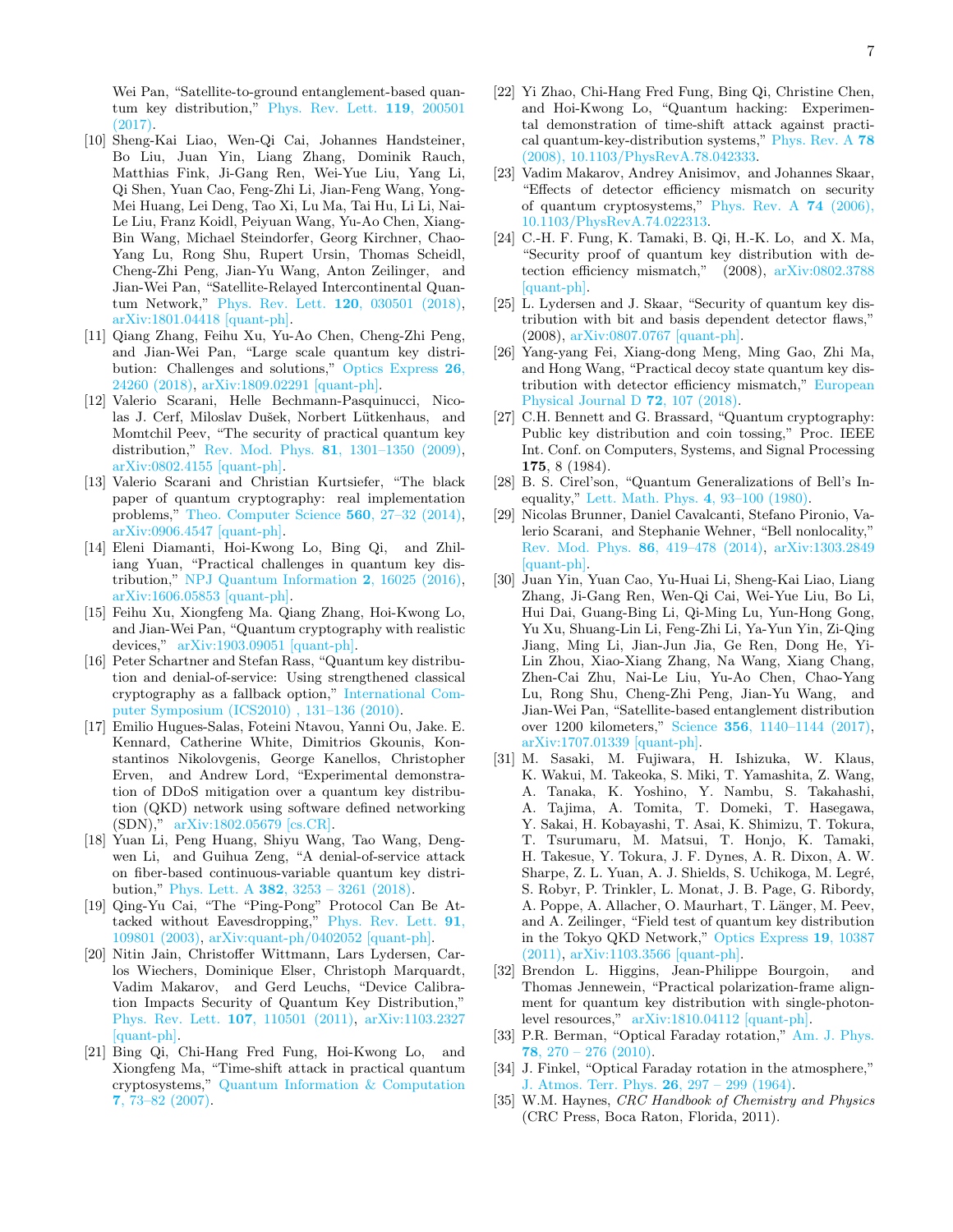Wei Pan, "Satellite-to-ground entanglement-based quantum key distribution," Phys. Rev. Lett. **119**, 200501 (2017).

[10] Sheng-Kai Liao, Wen-Qi Cai, Johannes Handsteiner, Bo Liu, Juan Yin, Liang Zhang, Dominik Rauch, Matthias Fink, Ji-Gang Ren, Wei-Yue Liu, Yang Li, Qi Shen, Yuan Cao, Feng-Zhi Li, Jian-Feng Wang, Yong-Mei Huang, Lei Deng, Tao Xi, Lu Ma, Tai Hu, Li Li, Nai-Le Liu, Franz Koidl, Peiyuan Wang, Yu-Ao Chen, Xiang-Bin Wang, Michael Steindorfer, Georg Kirchner, Chao-Yang Lu, Rong Shu, Rupert Ursin, Thomas Scheidl, Cheng-Zhi Peng, Jian-Yu Wang, Anton Zeilinger, and Jian-Wei Pan, "Satellite-Relayed Intercontinental Quantum Network," Phys. Rev. Lett. **120**, 030501 (2018), arXiv:1801.04418 [quant-ph].

[11] Qiang Zhang, Feihu Xu, Yu-Ao Chen, Cheng-Zhi Peng, and Jian-Wei Pan, "Large scale quantum key distribution: Challenges and solutions," Optics Express **26**, 24260 (2018), arXiv:1809.02291 [quant-ph].

[12] Valerio Scarani, Helle Bechmann-Pasquinucci, Nicolas J. Cerf, Miloslav Dušek, Norbert Lütkenhaus, and Momtchil Peev, "The security of practical quantum key distribution," Rev. Mod. Phys. **81**, 1301–1350 (2009), arXiv:0802.4155 [quant-ph].

[13] Valerio Scarani and Christian Kurtsiefer, "The black paper of quantum cryptography: real implementation problems," Theo. Computer Science **560**, 27–32 (2014), arXiv:0906.4547 [quant-ph].

[14] Eleni Diamanti, Hoi-Kwong Lo, Bing Qi, and Zhiliang Yuan, "Practical challenges in quantum key distribution," NPJ Quantum Information **2**, 16025 (2016), arXiv:1606.05853 [quant-ph].

[15] Feihu Xu, Xiongfeng Ma. Qiang Zhang, Hoi-Kwong Lo, and Jian-Wei Pan, "Quantum cryptography with realistic devices," arXiv:1903.09051 [quant-ph].

[16] Peter Schartner and Stefan Rass, "Quantum key distribution and denial-of-service: Using strengthened classical cryptography as a fallback option," International Computer Symposium (ICS2010) , 131–136 (2010).

[17] Emilio Hugues-Salas, Foteini Ntavou, Yanni Ou, Jake. E. Kennard, Catherine White, Dimitrios Gkounis, Konstantinos Nikolovgenis, George Kanellos, Christopher Erven, and Andrew Lord, "Experimental demonstration of DDoS mitigation over a quantum key distribution (QKD) network using software defined networking (SDN)," arXiv:1802.05679 [cs.CR].

[18] Yuan Li, Peng Huang, Shiyu Wang, Tao Wang, Dengwen Li, and Guihua Zeng, "A denial-of-service attack on fiber-based continuous-variable quantum key distribution," Phys. Lett. A **382**, 3253 – 3261 (2018).

[19] Qing-Yu Cai, "The "Ping-Pong" Protocol Can Be Attacked without Eavesdropping," Phys. Rev. Lett. **91**, 109801 (2003), arXiv:quant-ph/0402052 [quant-ph].

[20] Nitin Jain, Christoffer Wittmann, Lars Lydersen, Carlos Wiechers, Dominique Elser, Christoph Marquardt, Vadim Makarov, and Gerd Leuchs, "Device Calibration Impacts Security of Quantum Key Distribution," Phys. Rev. Lett. **107**, 110501 (2011), arXiv:1103.2327 [quant-ph].

[21] Bing Qi, Chi-Hang Fred Fung, Hoi-Kwong Lo, and Xiongfeng Ma, "Time-shift attack in practical quantum cryptosystems," Quantum Information & Computation **7**, 73–82 (2007).

[22] Yi Zhao, Chi-Hang Fred Fung, Bing Qi, Christine Chen, and Hoi-Kwong Lo, "Quantum hacking: Experimental demonstration of time-shift attack against practical quantum-key-distribution systems," Phys. Rev. A **78** (2008), 10.1103/PhysRevA.78.042333.

[23] Vadim Makarov, Andrey Anisimov, and Johannes Skaar, "Effects of detector efficiency mismatch on security of quantum cryptosystems," Phys. Rev. A **74** (2006), 10.1103/PhysRevA.74.022313.

[24] C.-H. F. Fung, K. Tamaki, B. Qi, H.-K. Lo, and X. Ma, "Security proof of quantum key distribution with detection efficiency mismatch," (2008), arXiv:0802.3788 [quant-ph].

[25] L. Lydersen and J. Skaar, "Security of quantum key distribution with bit and basis dependent detector flaws," (2008), arXiv:0807.0767 [quant-ph].

[26] Yang-yang Fei, Xiang-dong Meng, Ming Gao, Zhi Ma, and Hong Wang, "Practical decoy state quantum key distribution with detector efficiency mismatch," European Physical Journal D **72**, 107 (2018).

[27] C.H. Bennett and G. Brassard, "Quantum cryptography: Public key distribution and coin tossing," Proc. IEEE Int. Conf. on Computers, Systems, and Signal Processing **175**, 8 (1984).

[28] B. S. Cirel'son, "Quantum Generalizations of Bell's Inequality," Lett. Math. Phys. **4**, 93–100 (1980).

[29] Nicolas Brunner, Daniel Cavalcanti, Stefano Pironio, Valerio Scarani, and Stephanie Wehner, "Bell nonlocality," Rev. Mod. Phys. **86**, 419–478 (2014), arXiv:1303.2849 [quant-ph].

[30] Juan Yin, Yuan Cao, Yu-Huai Li, Sheng-Kai Liao, Liang Zhang, Ji-Gang Ren, Wen-Qi Cai, Wei-Yue Liu, Bo Li, Hui Dai, Guang-Bing Li, Qi-Ming Lu, Yun-Hong Gong, Yu Xu, Shuang-Lin Li, Feng-Zhi Li, Ya-Yun Yin, Zi-Qing Jiang, Ming Li, Jian-Jun Jia, Ge Ren, Dong He, Yi-Lin Zhou, Xiao-Xiang Zhang, Na Wang, Xiang Chang, Zhen-Cai Zhu, Nai-Le Liu, Yu-Ao Chen, Chao-Yang Lu, Rong Shu, Cheng-Zhi Peng, Jian-Yu Wang, and Jian-Wei Pan, "Satellite-based entanglement distribution over 1200 kilometers," Science **356**, 1140–1144 (2017), arXiv:1707.01339 [quant-ph].

[31] M. Sasaki, M. Fujiwara, H. Ishizuka, W. Klaus, K. Wakui, M. Takeoka, S. Miki, T. Yamashita, Z. Wang, A. Tanaka, K. Yoshino, Y. Nambu, S. Takahashi, A. Tajima, A. Tomita, T. Domeki, T. Hasegawa, Y. Sakai, H. Kobayashi, T. Asai, K. Shimizu, T. Tokura, T. Tsurumaru, M. Matsui, T. Honjo, K. Tamaki, H. Takesue, Y. Tokura, J. F. Dynes, A. R. Dixon, A. W. Sharpe, Z. L. Yuan, A. J. Shields, S. Uchikoga, M. Legré, S. Robyr, P. Trinkler, L. Monat, J. B. Page, G. Ribordy, A. Poppe, A. Allacher, O. Maurhart, T. Länger, M. Peev, and A. Zeilinger, "Field test of quantum key distribution in the Tokyo QKD Network," Optics Express **19**, 10387 (2011), arXiv:1103.3566 [quant-ph].

[32] Brendon L. Higgins, Jean-Philippe Bourgoin, and Thomas Jennewein, "Practical polarization-frame alignment for quantum key distribution with single-photon-level resources," arXiv:1810.04112 [quant-ph].

[33] P.R. Berman, "Optical Faraday rotation," Am. J. Phys. **78**, 270 – 276 (2010).

[34] J. Finkel, "Optical Faraday rotation in the atmosphere," J. Atmos. Terr. Phys. **26**, 297 – 299 (1964).

[35] W.M. Haynes, *CRC Handbook of Chemistry and Physics* (CRC Press, Boca Raton, Florida, 2011).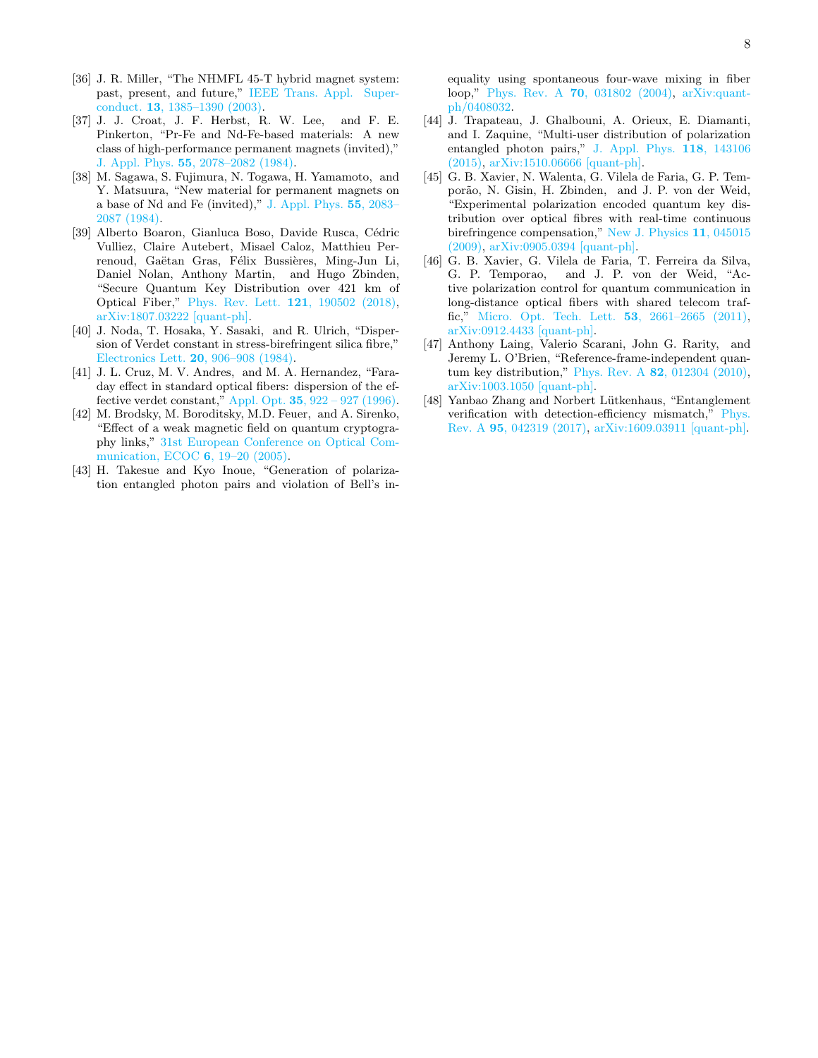[36] J. R. Miller, "The NHMFL 45-T hybrid magnet system: past, present, and future," IEEE Trans. Appl. Superconduct. **13**, 1385–1390 (2003).

[37] J. J. Croat, J. F. Herbst, R. W. Lee, and F. E. Pinkerton, "Pr-Fe and Nd-Fe-based materials: A new class of high-performance permanent magnets (invited)," J. Appl. Phys. **55**, 2078–2082 (1984).

[38] M. Sagawa, S. Fujimura, N. Togawa, H. Yamamoto, and Y. Matsuura, "New material for permanent magnets on a base of Nd and Fe (invited)," J. Appl. Phys. **55**, 2083–2087 (1984).

[39] Alberto Boaron, Gianluca Boso, Davide Rusca, Cédric Vulliez, Claire Autebert, Misael Caloz, Matthieu Perrenoud, Gaëtan Gras, Félix Bussières, Ming-Jun Li, Daniel Nolan, Anthony Martin, and Hugo Zbinden, "Secure Quantum Key Distribution over 421 km of Optical Fiber," Phys. Rev. Lett. **121**, 190502 (2018), arXiv:1807.03222 [quant-ph].

[40] J. Noda, T. Hosaka, Y. Sasaki, and R. Ulrich, "Dispersion of Verdet constant in stress-birefringent silica fibre," Electronics Lett. **20**, 906–908 (1984).

[41] J. L. Cruz, M. V. Andres, and M. A. Hernandez, "Faraday effect in standard optical fibers: dispersion of the effective verdet constant," Appl. Opt. **35**, 922 – 927 (1996).

[42] M. Brodsky, M. Boroditsky, M.D. Feuer, and A. Sirenko, "Effect of a weak magnetic field on quantum cryptography links," 31st European Conference on Optical Communication, ECOC **6**, 19–20 (2005).

[43] H. Takesue and Kyo Inoue, "Generation of polarization entangled photon pairs and violation of Bell's inequality using spontaneous four-wave mixing in fiber loop," Phys. Rev. A **70**, 031802 (2004), arXiv:quant-ph/0408032.

[44] J. Trapateau, J. Ghalbouni, A. Orieux, E. Diamanti, and I. Zaquine, "Multi-user distribution of polarization entangled photon pairs," J. Appl. Phys. **118**, 143106 (2015), arXiv:1510.06666 [quant-ph].

[45] G. B. Xavier, N. Walenta, G. Vilela de Faria, G. P. Temporão, N. Gisin, H. Zbinden, and J. P. von der Weid, "Experimental polarization encoded quantum key distribution over optical fibres with real-time continuous birefringence compensation," New J. Physics **11**, 045015 (2009), arXiv:0905.0394 [quant-ph].

[46] G. B. Xavier, G. Vilela de Faria, T. Ferreira da Silva, G. P. Temporao, and J. P. von der Weid, "Active polarization control for quantum communication in long-distance optical fibers with shared telecom traffic," Micro. Opt. Tech. Lett. **53**, 2661–2665 (2011), arXiv:0912.4433 [quant-ph].

[47] Anthony Laing, Valerio Scarani, John G. Rarity, and Jeremy L. O'Brien, "Reference-frame-independent quantum key distribution," Phys. Rev. A **82**, 012304 (2010), arXiv:1003.1050 [quant-ph].

[48] Yanbao Zhang and Norbert Lütkenhaus, "Entanglement verification with detection-efficiency mismatch," Phys. Rev. A **95**, 042319 (2017), arXiv:1609.03911 [quant-ph].